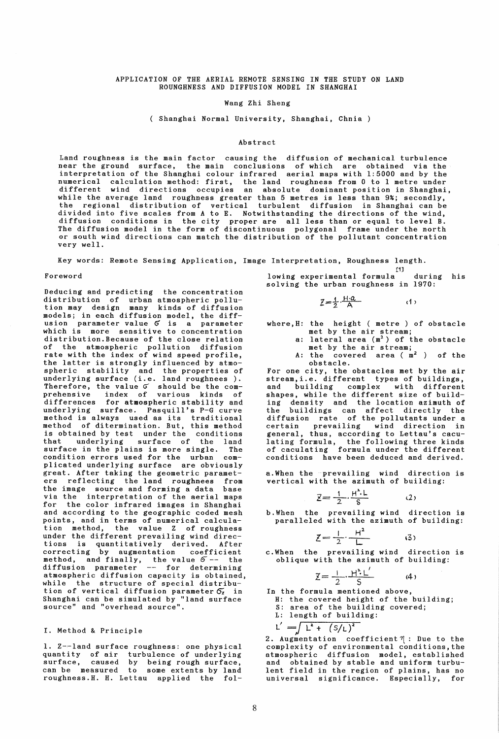# APPLICATION OF THE AERIAL REMOTE SENSING IN THE STUDY ON LAND ROUNGHNESS AND DIFFUSION MODEL IN SHANGHAI

Wang Zhi Sheng

( Shanghai Normal University, Shanghai, Chnia )

## Abstract

Land roughness is the main factor causing the diffusion of mechanical turbulence near the ground surface, the main conclusions of which are obtained via the interpretation of the Shanghai colour infrared aerial maps with 1:5000 and by the numerical calculation method: first, the land roughness from 0 to 1 metre under different wind directions occupies an absolute dominant position in Shanghai, while the average land roughness greater than 5 metres is less than 9%; secondly, the regional distribution of vertical turbulent diffusion in Shanghai can be divided into five scales from A to E. Notwithstanding the directions of the wind, diffusion conditions in the city proper are all less than or equal to level B. The diffusion model in the form of discontinuous polygonal frame under the north or south wind directions can match the distribution of the pollutant concentration very well.

Key words: Remote Sensing Application, Image Interpretation, Roughness length.

## Foreword

Deducing and predicting the concentration distribution of urban atmospheric pollution may design many kinds of diffusion models; in each diffusion model, the diffusion parameter value $\sigma$ is a parameter which is more sensitive to concentration distribution. Because of the close relation of the atmospheric pollution diffusion rate with the index of wind speed profile, the latter is strongly influenced by atmospheric stability and the properties of underlying surface (i.e. land roughnees ). Therefore, the value $\sigma$ should be the comprehensive index of various kinds of differences for atmospheric stability and underlying surface. Pasquill's P-G curve method is always used as its traditional method of ditermination. But, this method is obtained by test under the conditions that underlying surface of the land surface in the plains is more single. The condition errors used for the urban complicated underlying surface are obviously great. After taking the geometric parameters reflecting the land roughnees from the image source and forming a data base via the interpretation of the aerial maps for the color infrared images in Shanghai and according to the geographic coded mesh points, and in terms of numerical calculation method, the value Z of roughness under the different prevailing wind directions is quantitatively derived. After correcting by augmentation coefficient method, and finally, the value $\sigma$ -- the diffusion parameter -- for determining atmospheric diffusion capacity is obtained, while the structure of special distribution of vertical diffusion parameter $\sigma_z$ in Shanghai can be simulated by "land surface source" and "overhead source".

## I. Method & Principle

1. Z--land surface roughness: one physical quantity of air turbulence of underlying surface, caused by being rough surface, can be measured to some extents by land roughness. H. H. Lettau applied the following experimental formula [1] during his solving the urban roughness in 1970:

$$Z=\frac{1}{2}\cdot\frac{H\cdot a}{A} \qquad (1)$$

where, H: the height ( metre ) of obstacle met by the air stream;
a: lateral area ($m^2$) of the obstacle met by the air stream;
A: the covered area ( $m^2$ ) of the obstacle.

For one city, the obstacles met by the air stream, i.e. different types of buildings, and building complex with different shapes, while the different size of building density and the location azimuth of the buildings can affect directly the diffusion rate of the pollutants under a certain prevailing wind direction in general, thus, according to Lettau's caculating formula, the following three kinds of caculating formula under the different conditions have been deduced and derived.

a. When the prevailing wind direction is vertical with the azimuth of building:

$$Z=\frac{1}{2}\cdot\frac{H^2\cdot L}{S} \qquad (2)$$

b. When the prevailing wind direction is paralleled with the azimuth of building:

$$Z=\frac{1}{2}\cdot\frac{H^2}{L} \qquad (3)$$

c. When the prevailing wind direction is oblique with the azimuth of building:

$$Z=\frac{1}{2}\cdot\frac{H^2\cdot L'}{S} \qquad (4)$$

In the formula mentioned above,
H: the covered height of the building;
S: area of the building covered;
L: length of building:

$$L'=\sqrt{L^2+(S/L)^2}$$

2. Augmentation coefficient $\eta$ : Due to the complexity of environmental conditions, the atmospheric diffusion model, established and obtained by stable and uniform turbulent field in the region of plains, has no universal significance. Especially, for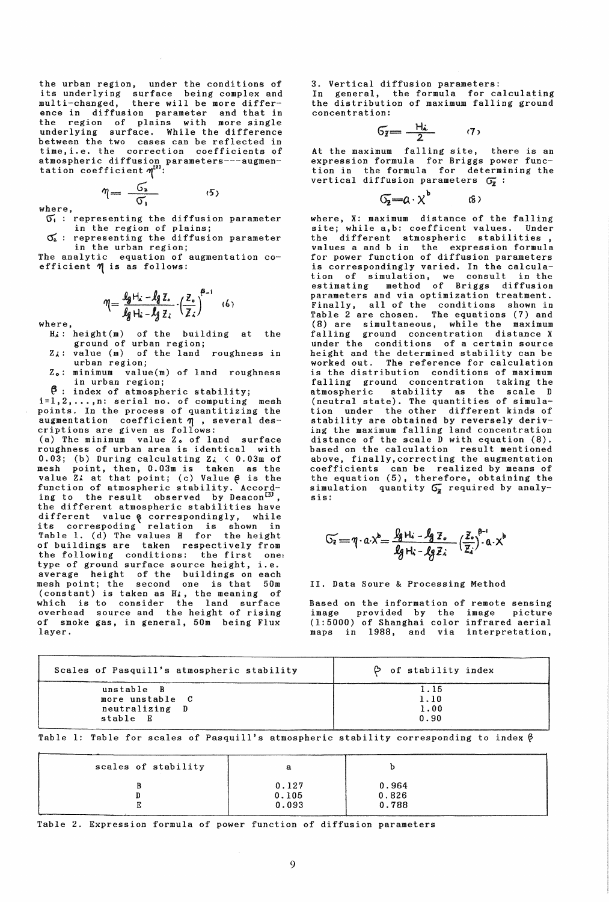the urban region, under the conditions of its underlying surface being complex and multi-changed, there will be more difference in diffusion parameter and that in the region of plains with more single underlying surface. While the difference between the two cases can be reflected in time,i.e. the correction coefficients of atmospheric diffusion parameters---augmentation coefficient $\eta$[2]:

$$\eta = \frac{\sigma_2}{\sigma_1} \qquad (5)$$

where,

$\sigma_1$ : representing the diffusion parameter in the region of plains;

$\sigma_2$ : representing the diffusion parameter in the urban region;

The analytic equation of augmentation coefficient $\eta$ is as follows:

$$\eta = \frac{\lg H_i - \lg Z_o}{\lg H_i - \lg Z_i} \cdot \left(\frac{Z_o}{Z_i}\right)^{\beta - 1} \qquad (6)$$

where,

$H_i$: height(m) of the building at the ground of urban region;

$Z_i$: value (m) of the land roughness in urban region;

$Z_o$: minimum value(m) of land roughness in urban region;

$\beta$ : index of atmospheric stability;

i=1,2,...,n: serial no. of computing mesh points. In the process of quantitizing the augmentation coefficient $\eta$ , several descriptions are given as follows:

(a) The minimum value $Z_o$ of land surface roughness of urban area is identical with 0.03; (b) During calculating $Z_i$ < 0.03m of mesh point, then, 0.03m is taken as the value $Z_i$ at that point; (c) Value $\beta$ is the function of atmospheric stability. According to the result observed by Deacon[3], the different atmospheric stabilities have different value $\beta$ correspondingly, while its correspoding relation is shown in Table 1. (d) The values H for the height of buildings are taken respectively from the following conditions: the first one: type of ground surface source height, i.e. average height of the buildings on each mesh point; the second one is that 50m (constant) is taken as $H_i$, the meaning of which is to consider the land surface overhead source and the height of rising of smoke gas, in general, 50m being Flux layer.

3. Vertical diffusion parameters:
In general, the formula for calculating the distribution of maximum falling ground concentration:

$$\sigma_z = \frac{H_i}{2} \qquad (7)$$

At the maximum falling site, there is an expression formula for Briggs power function in the formula for determining the vertical diffusion parameters $\sigma_z$ :

$$\sigma_z = a \cdot X^b \qquad (8)$$

where, X: maximum distance of the falling site; while a,b: coefficent values. Under the different atmospheric stabilities , values a and b in the expression formula for power function of diffusion parameters is correspondingly varied. In the calculation of simulation, we consult in the estimating method of Briggs diffusion parameters and via optimization treatment. Finally, all of the conditions shown in Table 2 are chosen. The equations (7) and (8) are simultaneous, while the maximum falling ground concentration distance X under the conditions of a certain source height and the determined stability can be worked out. The reference for calculation is the distribution conditions of maximum falling ground concentration taking the atmospheric stability as the scale D (neutral state). The quantities of simulation under the other different kinds of stability are obtained by reversely deriving the maximum falling land concentration distance of the scale D with equation (8). based on the calculation result mentioned above, finally,correcting the augmentation coefficients can be realized by means of the equation (5), therefore, obtaining the simulation quantity $\sigma_z$ required by analysis:

$$\sigma_z = \eta \cdot a \cdot X^b = \frac{\lg H_i - \lg Z_o}{\lg H_i - \lg Z_i} \left(\frac{Z_o}{Z_i}\right)^{\beta - 1} \cdot a \cdot X^b$$

## II. Data Soure & Processing Method

Based on the information of remote sensing image provided by the image picture (1:5000) of Shanghai color infrared aerial maps in 1988, and via interpretation,

| Scales of Pasquill's atmospheric stability | $\beta$ of stability index |
|---|---|
| unstable B | 1.15 |
| more unstable C | 1.10 |
| neutralizing D | 1.00 |
| stable E | 0.90 |

Table 1: Table for scales of Pasquill's atmospheric stability corresponding to index $\beta$

| scales of stability | a | b |
|---|---|---|
| B | 0.127 | 0.964 |
| D | 0.105 | 0.826 |
| E | 0.093 | 0.788 |

Table 2. Expression formula of power function of diffusion parameters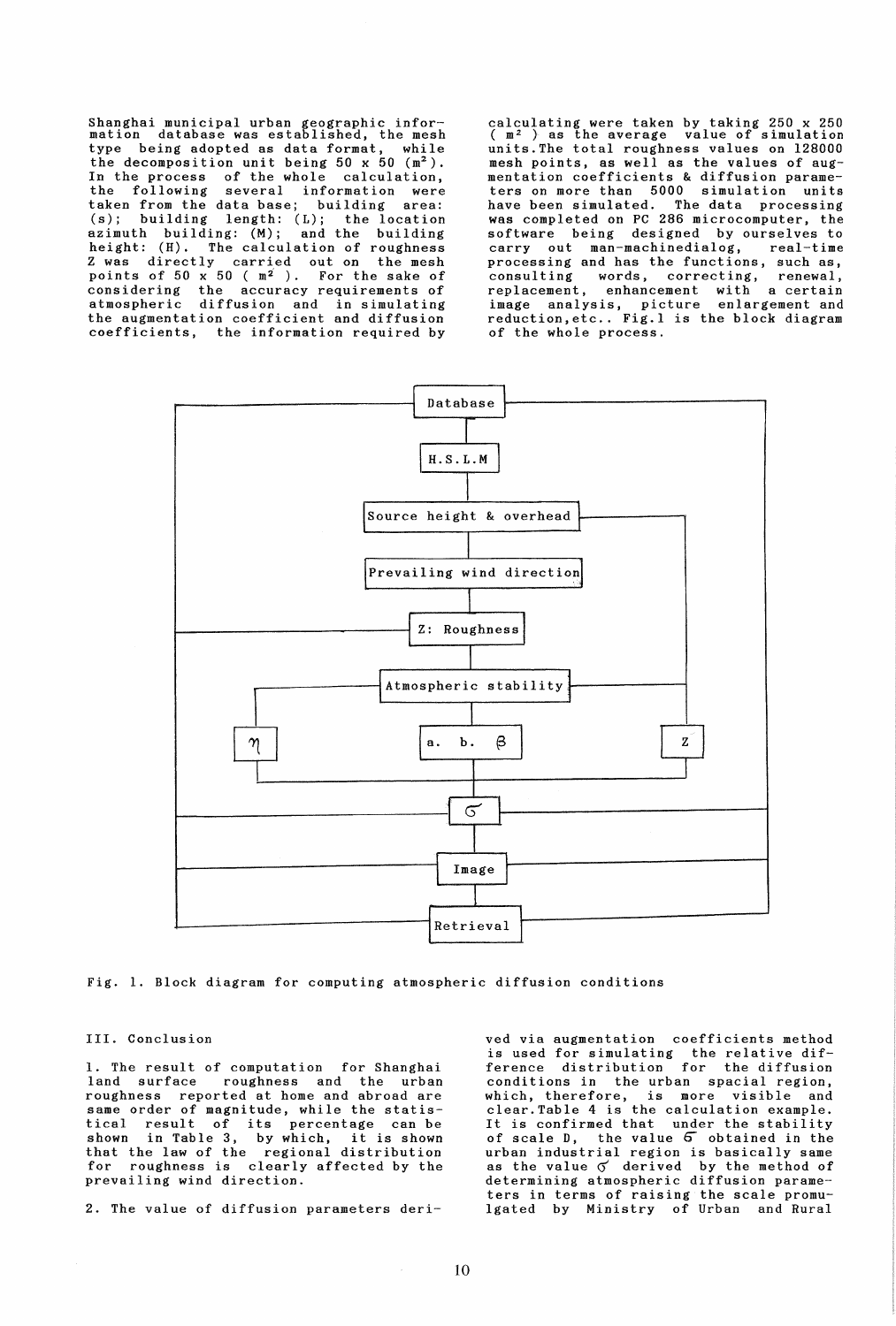Shanghai municipal urban geographic information database was established, the mesh type being adopted as data format, while the decomposition unit being 50 x 50 ($m^2$). In the process of the whole calculation, the following several information were taken from the data base; building area: (s); building length: (L); the location azimuth building: (M); and the building height: (H). The calculation of roughness Z was directly carried out on the mesh points of 50 x 50 ( $m^2$ ). For the sake of considering the accuracy requirements of atmospheric diffusion and in simulating the augmentation coefficient and diffusion coefficients, the information required by calculating were taken by taking 250 x 250 ( $m^2$ ) as the average value of simulation units. The total roughness values on 128000 mesh points, as well as the values of augmentation coefficients & diffusion parameters on more than 5000 simulation units have been simulated. The data processing was completed on PC 286 microcomputer, the software being designed by ourselves to carry out man-machinedialog, real-time processing and has the functions, such as, consulting words, correcting, renewal, replacement, enhancement with a certain image analysis, picture enlargement and reduction,etc.. Fig.1 is the block diagram of the whole process.

Database → H.S.L.M → Source height & overhead → Prevailing wind direction → Z: Roughness → Atmospheric stability → $\eta$ / a. b. $\beta$ / Z → $\sigma$ → Image → Retrieval

Fig. 1. Block diagram for computing atmospheric diffusion conditions

## III. Conclusion

1. The result of computation for Shanghai land surface roughness and the urban roughness reported at home and abroad are same order of magnitude, while the statistical result of its percentage can be shown in Table 3, by which, it is shown that the law of the regional distribution for roughness is clearly affected by the prevailing wind direction.

2. The value of diffusion parameters derived via augmentation coefficients method is used for simulating the relative difference distribution for the diffusion conditions in the urban spacial region, which, therefore, is more visible and clear. Table 4 is the calculation example. It is confirmed that under the stability of scale D, the value $\sigma$ obtained in the urban industrial region is basically same as the value $\sigma$ derived by the method of determining atmospheric diffusion parameters in terms of raising the scale promulgated by Ministry of Urban and Rural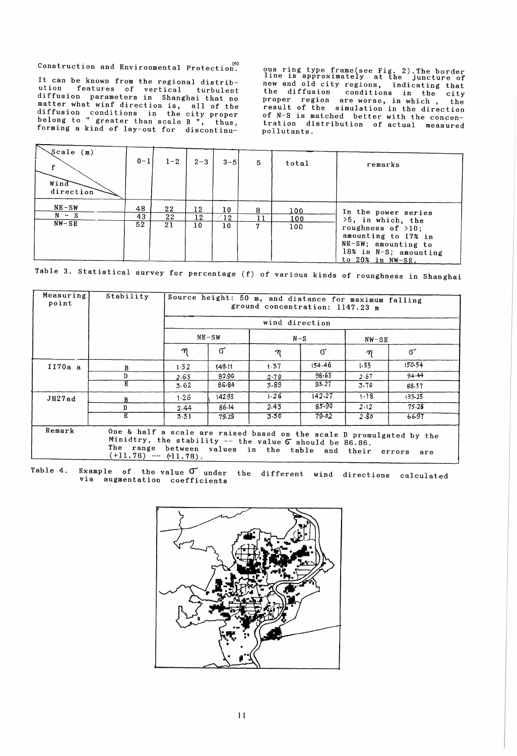Construction and Environmental Protection.[4]

It can be known from the regional distribution features of vertical turbulent diffusion parameters in Shanghai that no matter what winf direction is, all of the diffusion conditions in the city proper belong to " greater than scale B ", thus, forming a kind of lay-out for discontinuous ring type frame(see Fig. 2).The border line is approximately at the juncture of new and old city regions, indicating that the diffusion conditions in the city proper region are worse, in which , the result of the simulation in the direction of N-S is matched better with the concentration distribution of actual measured pollutants.

| Scale (m) / f / Wind direction | 0-1 | 1-2 | 2-3 | 3-5 | 5 | total | remarks |
|---|---|---|---|---|---|---|---|
| NE-SW | 48 | 22 | 12 | 10 | 8 | 100 | In the power series >5, in which, the roughness of >10; amounting to 17% in NE-SW; amounting to 18% in N-S; amounting to 20% in NW-SE. |
| N - S | 43 | 22 | 12 | 12 | 11 | 100 | |
| NW-SE | 52 | 21 | 10 | 10 | 7 | 100 | |

Table 3. Statistical survey for percentage (f) of various kinds of roughness in Shanghai

| Measuring point | Stability | Source height: 50 m, and distance for maximum falling ground concentration: 1147.23 m | | | | | |
|---|---|---|---|---|---|---|---|
| | | wind direction | | | | | |
| | | NE-SW | | N-S | | NW-SE | |
| | | $\eta$ | $\sigma$ | $\eta$ | $\sigma$ | $\eta$ | $\sigma$ |
| II70a a | B | 1.32 | 149.11 | 1.37 | 154.46 | 1.33 | 150.54 |
| | D | 2.63 | 92.90 | 2.79 | 98.63 | 2.67 | 94.44 |
| | E | 3.62 | 86.84 | 3.89 | 93.27 | 3.70 | 88.57 |
| JH27ad | B | 1.26 | 142.93 | 1.26 | 142.27 | 1.18 | 133.25 |
| | D | 2.44 | 86.14 | 2.43 | 85.90 | 2.12 | 75.28 |
| | E | 3.31 | 79.29 | 3.30 | 79.02 | 2.80 | 66.97 |
| Remark | One & half a scale are raised based on the scale D promulgated by the Minidtry, the stability -- the value $\sigma$ should be 86.86. The range between values in the table and their errors are (+11.76) -- (-11.78). | | | | | | |

Table 4. Example of the value $\sigma$ under the different wind directions calculated via augmentation coefficients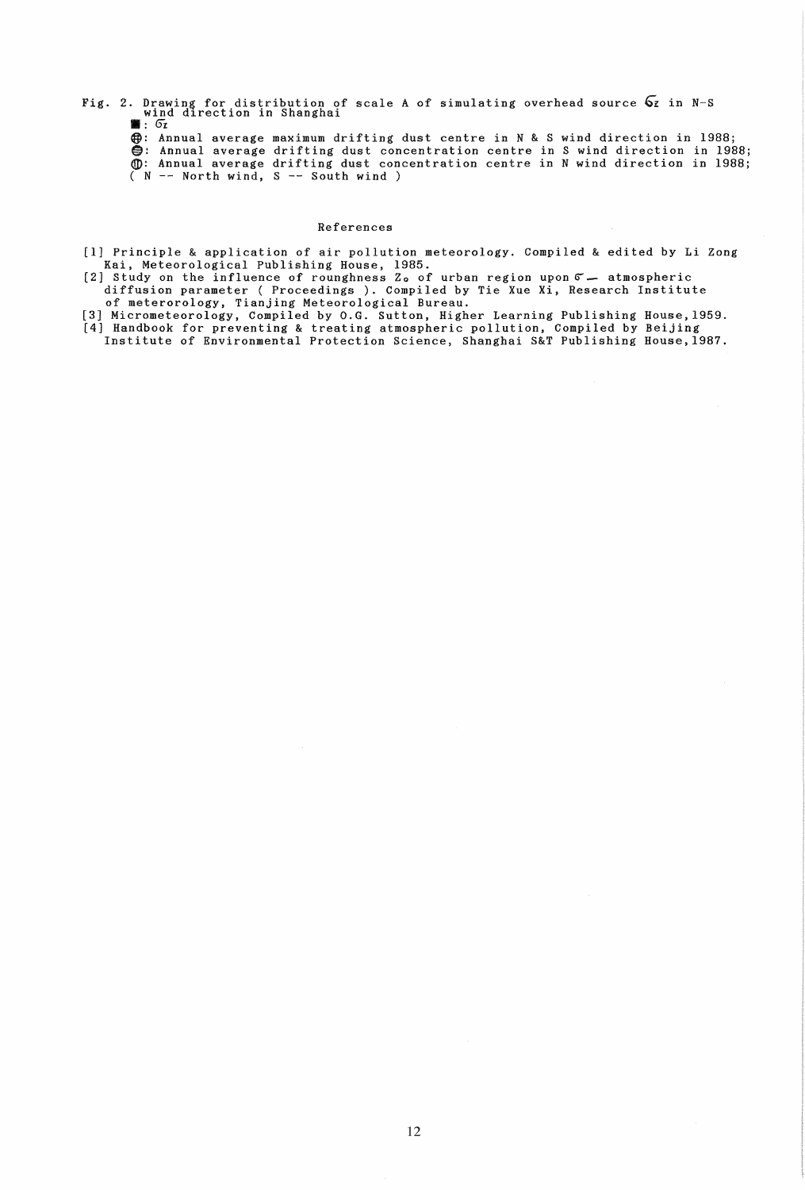Fig. 2. Drawing for distribution of scale A of simulating overhead source $\sigma_z$ in N-S wind direction in Shanghai

■ : $\sigma_z$

⊕: Annual average maximum drifting dust centre in N & S wind direction in 1988;

⊜: Annual average drifting dust concentration centre in S wind direction in 1988;

⦶: Annual average drifting dust concentration centre in N wind direction in 1988;

( N -- North wind, S -- South wind )

## References

[1] Principle & application of air pollution meteorology. Compiled & edited by Li Zong Kai, Meteorological Publishing House, 1985.

[2] Study on the influence of rounghness $Z_0$ of urban region upon $\sigma$— atmospheric diffusion parameter ( Proceedings ). Compiled by Tie Xue Xi, Research Institute of meterorology, Tianjing Meteorological Bureau.

[3] Micrometeorology, Compiled by O.G. Sutton, Higher Learning Publishing House,1959.

[4] Handbook for preventing & treating atmospheric pollution, Compiled by Beijing Institute of Environmental Protection Science, Shanghai S&T Publishing House,1987.